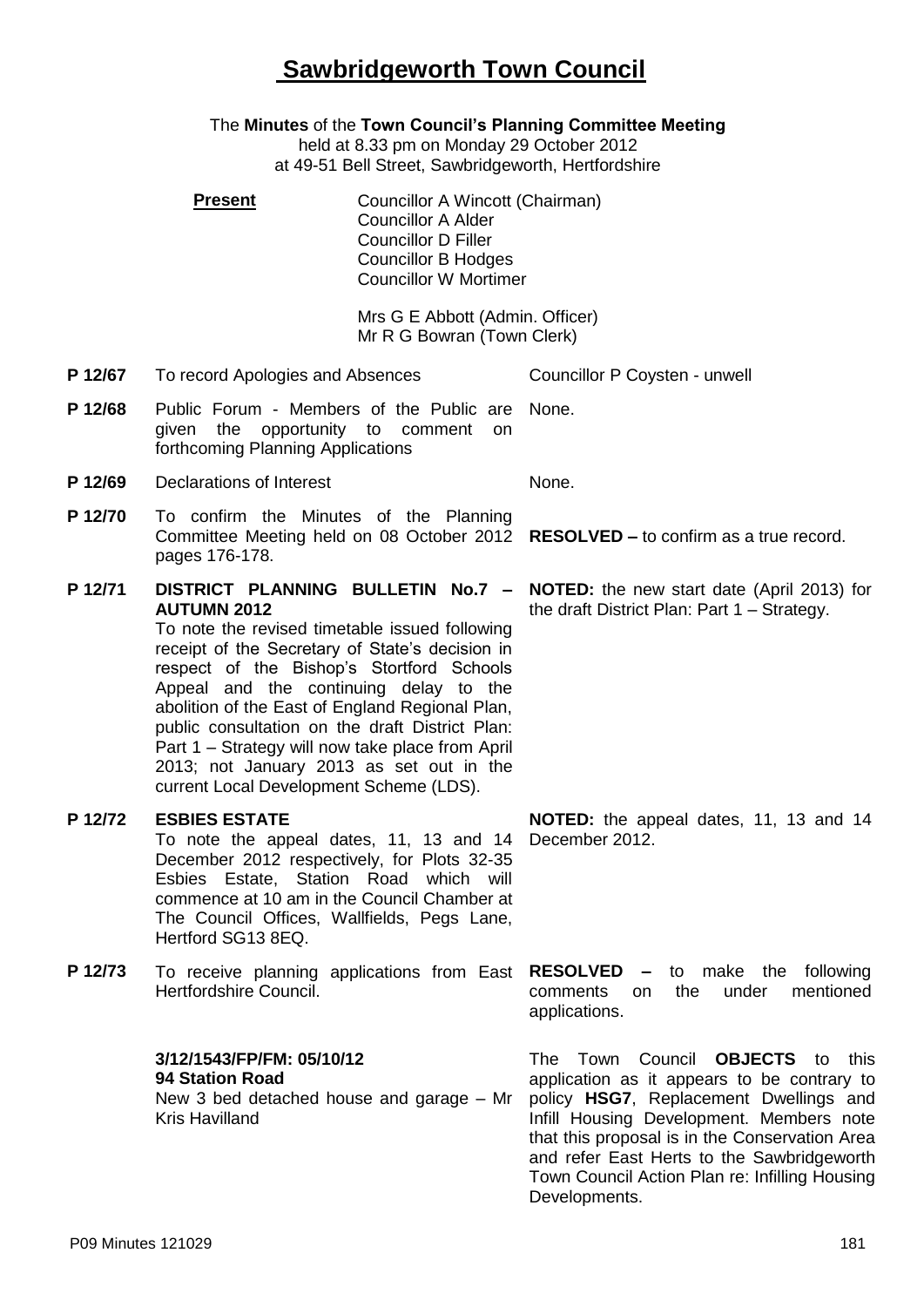# Sawbridgeworth Town Council

The **Minutes** of the **Town Council's Planning Committee Meeting**
held at 8.33 pm on Monday 29 October 2012
at 49-51 Bell Street, Sawbridgeworth, Hertfordshire

**Present**

Councillor A Wincott (Chairman)
Councillor A Alder
Councillor D Filler
Councillor B Hodges
Councillor W Mortimer

Mrs G E Abbott (Admin. Officer)
Mr R G Bowran (Town Clerk)

| | | |
|---|---|---|
| **P 12/67** | To record Apologies and Absences | Councillor P Coysten - unwell |
| **P 12/68** | Public Forum - Members of the Public are given the opportunity to comment on forthcoming Planning Applications | None. |
| **P 12/69** | Declarations of Interest | None. |
| **P 12/70** | To confirm the Minutes of the Planning Committee Meeting held on 08 October 2012 pages 176-178. | **RESOLVED –** to confirm as a true record. |
| **P 12/71** | **DISTRICT PLANNING BULLETIN No.7 – AUTUMN 2012** To note the revised timetable issued following receipt of the Secretary of State's decision in respect of the Bishop's Stortford Schools Appeal and the continuing delay to the abolition of the East of England Regional Plan, public consultation on the draft District Plan: Part 1 – Strategy will now take place from April 2013; not January 2013 as set out in the current Local Development Scheme (LDS). | **NOTED:** the new start date (April 2013) for the draft District Plan: Part 1 – Strategy. |
| **P 12/72** | **ESBIES ESTATE** To note the appeal dates, 11, 13 and 14 December 2012 respectively, for Plots 32-35 Esbies Estate, Station Road which will commence at 10 am in the Council Chamber at The Council Offices, Wallfields, Pegs Lane, Hertford SG13 8EQ. | **NOTED:** the appeal dates, 11, 13 and 14 December 2012. |
| **P 12/73** | To receive planning applications from East Hertfordshire Council. | **RESOLVED –** to make the following comments on the under mentioned applications. |
| | **3/12/1543/FP/FM: 05/10/12** **94 Station Road** New 3 bed detached house and garage – Mr Kris Havilland | The Town Council **OBJECTS** to this application as it appears to be contrary to policy **HSG7**, Replacement Dwellings and Infill Housing Development. Members note that this proposal is in the Conservation Area and refer East Herts to the Sawbridgeworth Town Council Action Plan re: Infilling Housing Developments. |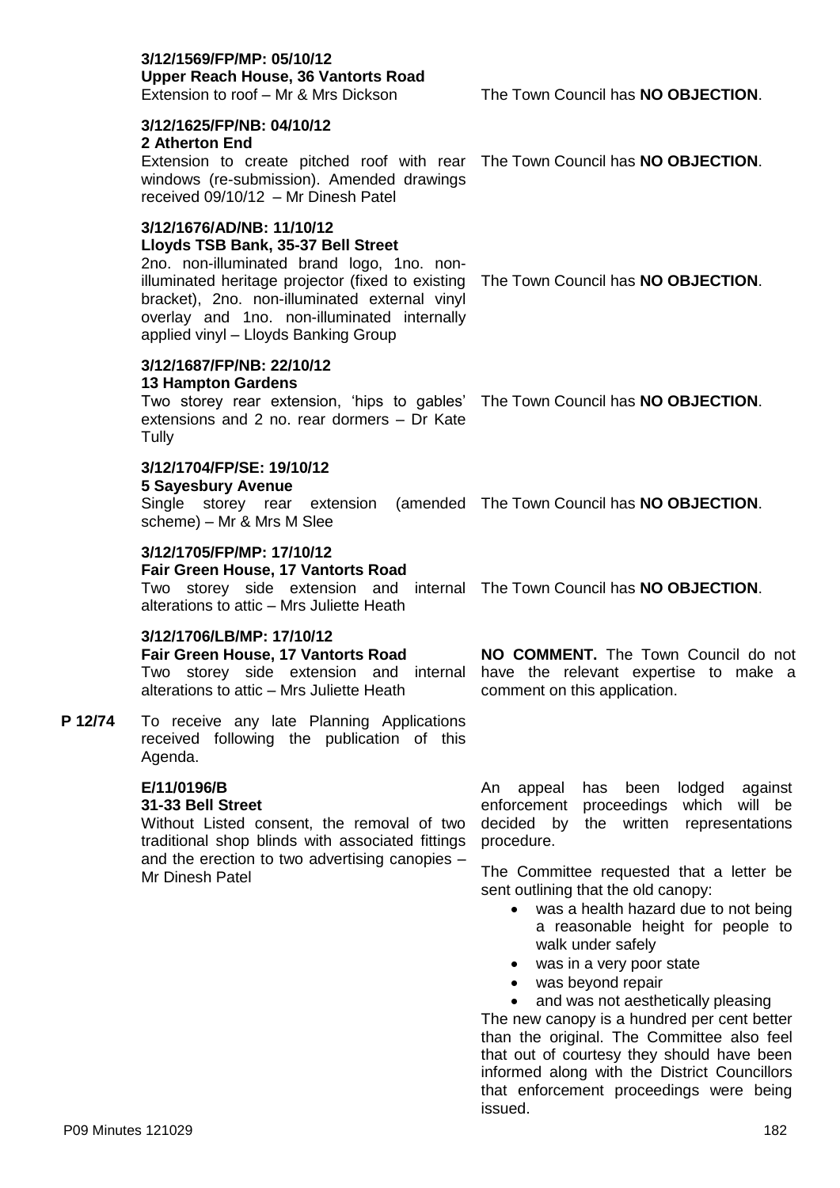**3/12/1569/FP/MP: 05/10/12**
**Upper Reach House, 36 Vantorts Road**
Extension to roof – Mr & Mrs Dickson

The Town Council has **NO OBJECTION**.

**3/12/1625/FP/NB: 04/10/12**
**2 Atherton End**
Extension to create pitched roof with rear windows (re-submission). Amended drawings received 09/10/12 – Mr Dinesh Patel

The Town Council has **NO OBJECTION**.

**3/12/1676/AD/NB: 11/10/12**
**Lloyds TSB Bank, 35-37 Bell Street**
2no. non-illuminated brand logo, 1no. non-illuminated heritage projector (fixed to existing bracket), 2no. non-illuminated external vinyl overlay and 1no. non-illuminated internally applied vinyl – Lloyds Banking Group

The Town Council has **NO OBJECTION**.

**3/12/1687/FP/NB: 22/10/12**
**13 Hampton Gardens**
Two storey rear extension, 'hips to gables' extensions and 2 no. rear dormers – Dr Kate Tully

The Town Council has **NO OBJECTION**.

**3/12/1704/FP/SE: 19/10/12**
**5 Sayesbury Avenue**
Single storey rear extension (amended scheme) – Mr & Mrs M Slee

The Town Council has **NO OBJECTION**.

**3/12/1705/FP/MP: 17/10/12**
**Fair Green House, 17 Vantorts Road**
Two storey side extension and internal alterations to attic – Mrs Juliette Heath

The Town Council has **NO OBJECTION**.

**3/12/1706/LB/MP: 17/10/12**
**Fair Green House, 17 Vantorts Road**
Two storey side extension and internal alterations to attic – Mrs Juliette Heath

**NO COMMENT.** The Town Council do not have the relevant expertise to make a comment on this application.

**P 12/74** To receive any late Planning Applications received following the publication of this Agenda.

**E/11/0196/B**
**31-33 Bell Street**
Without Listed consent, the removal of two traditional shop blinds with associated fittings and the erection to two advertising canopies – Mr Dinesh Patel

An appeal has been lodged against enforcement proceedings which will be decided by the written representations procedure.

The Committee requested that a letter be sent outlining that the old canopy:

- was a health hazard due to not being a reasonable height for people to walk under safely
- was in a very poor state
- was beyond repair
- and was not aesthetically pleasing

The new canopy is a hundred per cent better than the original. The Committee also feel that out of courtesy they should have been informed along with the District Councillors that enforcement proceedings were being issued.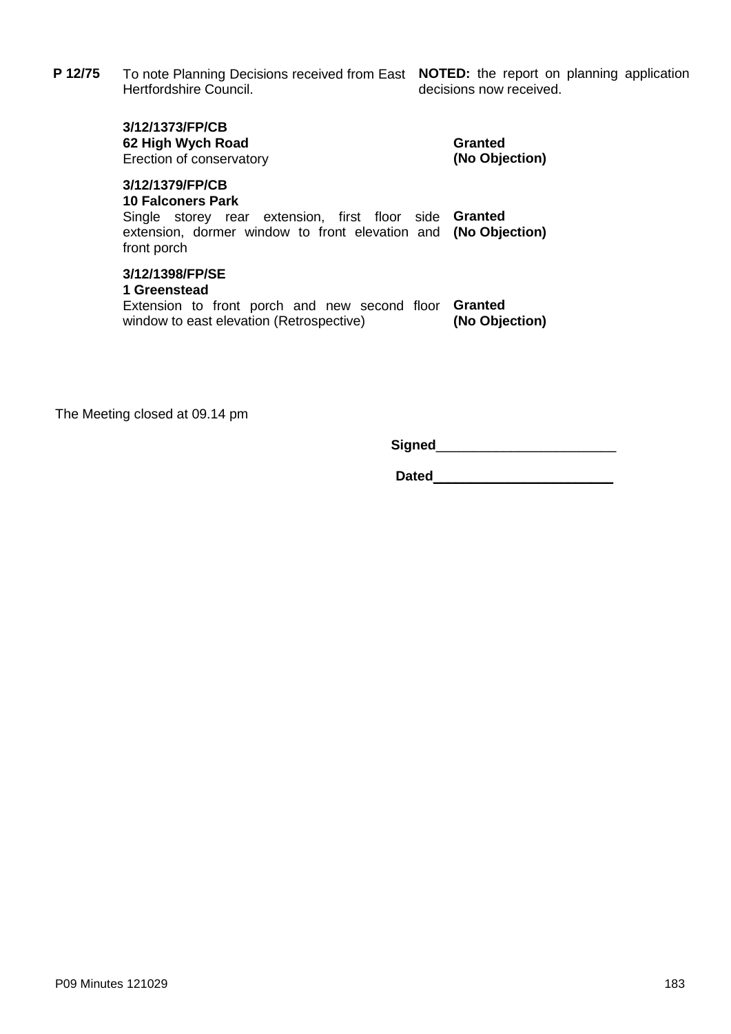| | | |
|---|---|---|
| **P 12/75** | To note Planning Decisions received from East Hertfordshire Council. | **NOTED:** the report on planning application decisions now received. |

**3/12/1373/FP/CB**
**62 High Wych Road**
Erection of conservatory — **Granted (No Objection)**

**3/12/1379/FP/CB**
**10 Falconers Park**
Single storey rear extension, first floor side extension, dormer window to front elevation and front porch — **Granted (No Objection)**

**3/12/1398/FP/SE**
**1 Greenstead**
Extension to front porch and new second floor window to east elevation (Retrospective) — **Granted (No Objection)**

The Meeting closed at 09.14 pm

**Signed**________________________

**Dated**________________________

P09 Minutes 121029